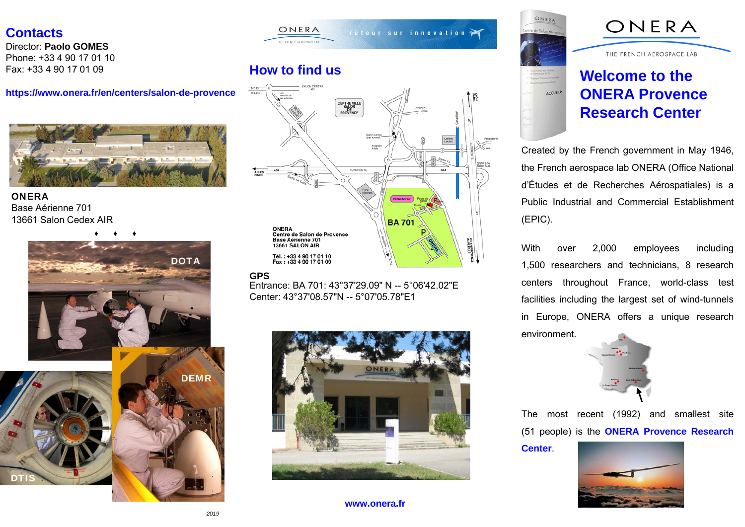## Contacts

Director: **Paolo GOMES**
Phone: +33 4 90 17 01 10
Fax: +33 4 90 17 01 09

**https://www.onera.fr/en/centers/salon-de-provence**

**ONERA**
Base Aérienne 701
13661 Salon Cedex AIR

♦ ♦ ♦

DOTA

DEMR

DTIS

*2019*

## How to find us

ONERA
Centre de Salon de Provence
Base Aérienne 701
13661 SALON AIR

Tél. : +33 4 90 17 01 10
Fax : +33 4 90 17 01 09

**GPS**
Entrance: BA 701: 43°37'29.09" N -- 5°06'42.02"E
Center: 43°37'08.57"N -- 5°07'05.78"E

**www.onera.fr**

ONERA
THE FRENCH AEROSPACE LAB

# Welcome to the ONERA Provence Research Center

Created by the French government in May 1946, the French aerospace lab ONERA (Office National d'Études et de Recherches Aérospatiales) is a Public Industrial and Commercial Establishment (EPIC).

With over 2,000 employees including 1,500 researchers and technicians, 8 research centers throughout France, world-class test facilities including the largest set of wind-tunnels in Europe, ONERA offers a unique research environment.

The most recent (1992) and smallest site (51 people) is the **ONERA Provence Research Center**.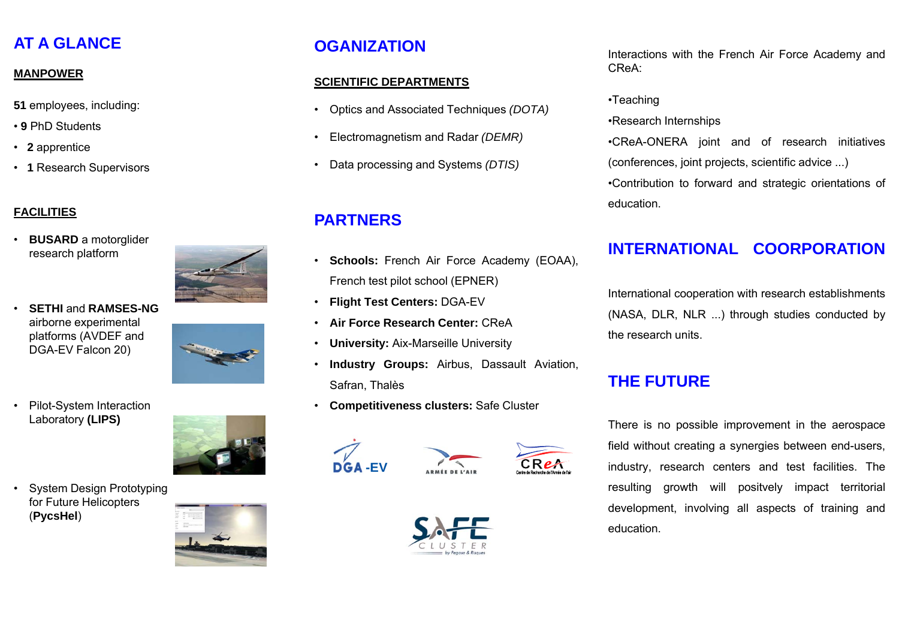## AT A GLANCE

### MANPOWER

**51** employees, including:

- **9** PhD Students
- **2** apprentice
- **1** Research Supervisors

### FACILITIES

- **BUSARD** a motorglider research platform
- **SETHI** and **RAMSES-NG** airborne experimental platforms (AVDEF and DGA-EV Falcon 20)
- Pilot-System Interaction Laboratory **(LIPS)**
- System Design Prototyping for Future Helicopters (**PycsHel**)

## OGANIZATION

### SCIENTIFIC DEPARTMENTS

- Optics and Associated Techniques *(DOTA)*
- Electromagnetism and Radar *(DEMR)*
- Data processing and Systems *(DTIS)*

## PARTNERS

- **Schools:** French Air Force Academy (EOAA), French test pilot school (EPNER)
- **Flight Test Centers:** DGA-EV
- **Air Force Research Center:** CReA
- **University:** Aix-Marseille University
- **Industry Groups:** Airbus, Dassault Aviation, Safran, Thalès
- **Competitiveness clusters:** Safe Cluster

Interactions with the French Air Force Academy and CReA:

•Teaching

•Research Internships

•CReA-ONERA joint and of research initiatives (conferences, joint projects, scientific advice ...)

•Contribution to forward and strategic orientations of education.

## INTERNATIONAL COORPORATION

International cooperation with research establishments (NASA, DLR, NLR ...) through studies conducted by the research units.

## THE FUTURE

There is no possible improvement in the aerospace field without creating a synergies between end-users, industry, research centers and test facilities. The resulting growth will positvely impact territorial development, involving all aspects of training and education.